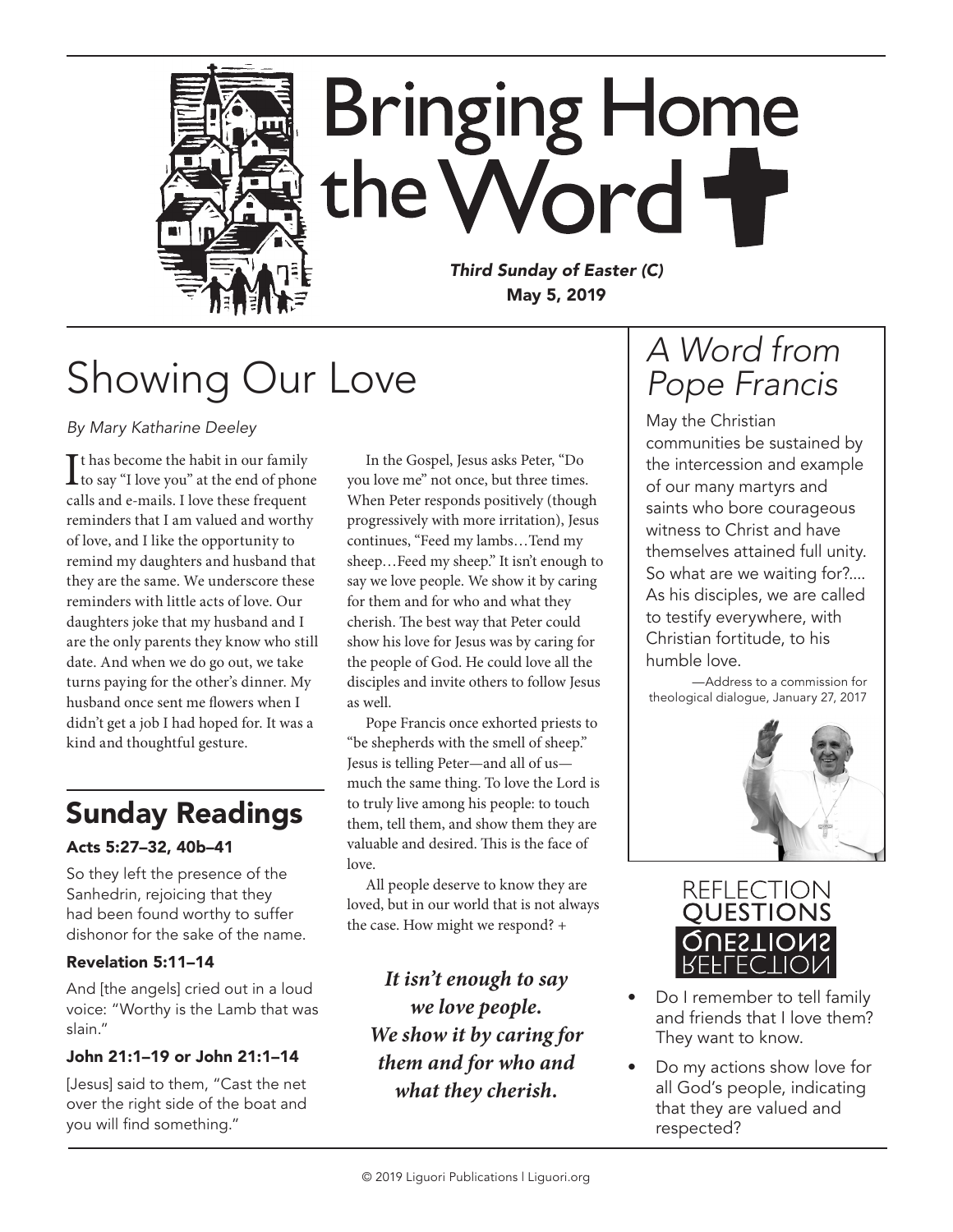# Bringing Home the Word

*Third Sunday of Easter (C)*
May 5, 2019

## Showing Our Love

*By Mary Katharine Deeley*

It has become the habit in our family to say "I love you" at the end of phone calls and e-mails. I love these frequent reminders that I am valued and worthy of love, and I like the opportunity to remind my daughters and husband that they are the same. We underscore these reminders with little acts of love. Our daughters joke that my husband and I are the only parents they know who still date. And when we do go out, we take turns paying for the other's dinner. My husband once sent me flowers when I didn't get a job I had hoped for. It was a kind and thoughtful gesture.

In the Gospel, Jesus asks Peter, "Do you love me" not once, but three times. When Peter responds positively (though progressively with more irritation), Jesus continues, "Feed my lambs…Tend my sheep…Feed my sheep." It isn't enough to say we love people. We show it by caring for them and for who and what they cherish. The best way that Peter could show his love for Jesus was by caring for the people of God. He could love all the disciples and invite others to follow Jesus as well.

Pope Francis once exhorted priests to "be shepherds with the smell of sheep." Jesus is telling Peter—and all of us—much the same thing. To love the Lord is to truly live among his people: to touch them, tell them, and show them they are valuable and desired. This is the face of love.

All people deserve to know they are loved, but in our world that is not always the case. How might we respond? +

***It isn't enough to say we love people. We show it by caring for them and for who and what they cherish.***

## Sunday Readings

### Acts 5:27–32, 40b–41

So they left the presence of the Sanhedrin, rejoicing that they had been found worthy to suffer dishonor for the sake of the name.

### Revelation 5:11–14

And [the angels] cried out in a loud voice: "Worthy is the Lamb that was slain."

### John 21:1–19 or John 21:1–14

[Jesus] said to them, "Cast the net over the right side of the boat and you will find something."

## A Word from Pope Francis

May the Christian communities be sustained by the intercession and example of our many martyrs and saints who bore courageous witness to Christ and have themselves attained full unity. So what are we waiting for?.... As his disciples, we are called to testify everywhere, with Christian fortitude, to his humble love.

—Address to a commission for theological dialogue, January 27, 2017

## Reflection Questions

- Do I remember to tell family and friends that I love them? They want to know.
- Do my actions show love for all God's people, indicating that they are valued and respected?

© 2019 Liguori Publications | Liguori.org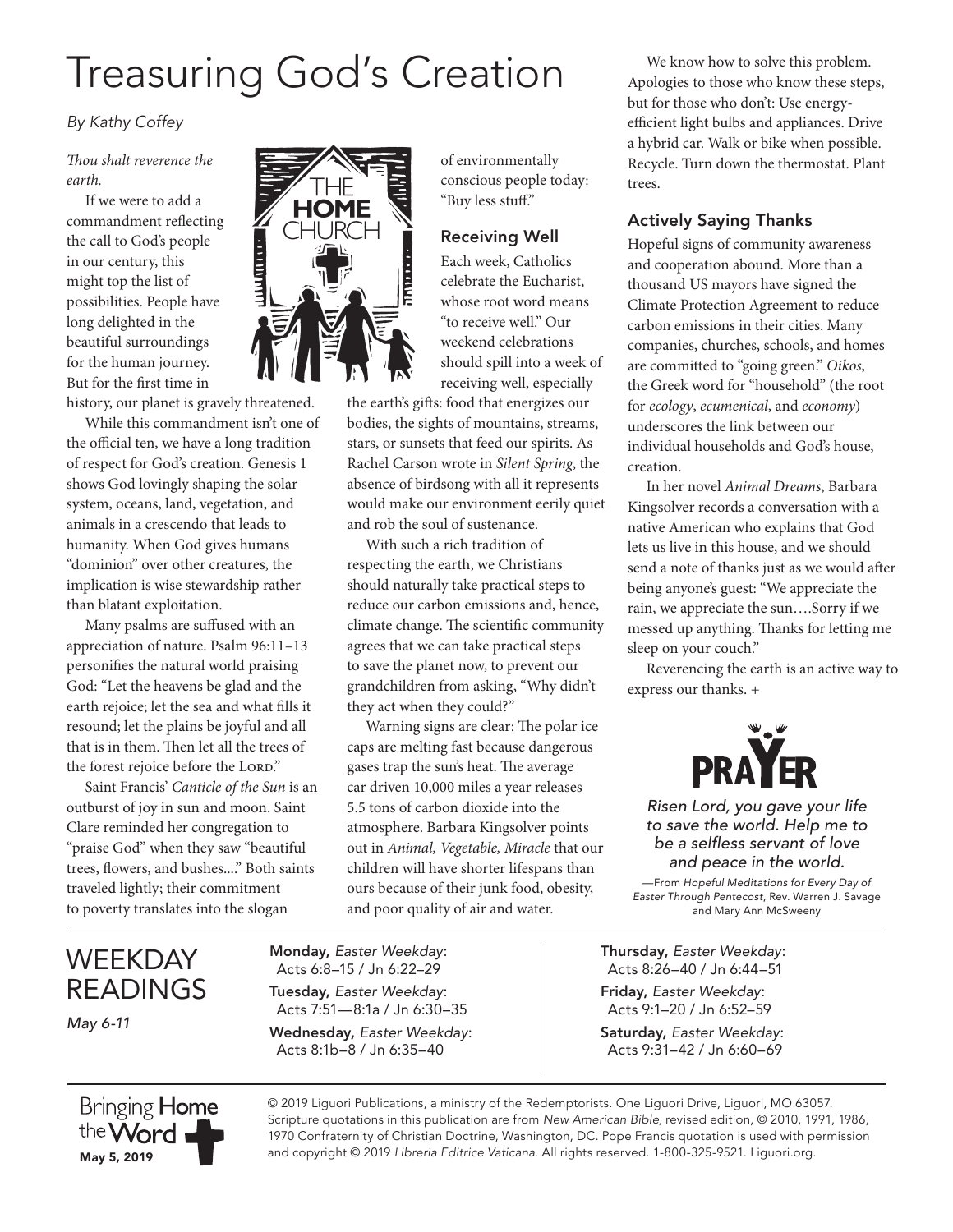# Treasuring God's Creation

*By Kathy Coffey*

*Thou shalt reverence the earth.*

If we were to add a commandment reflecting the call to God's people in our century, this might top the list of possibilities. People have long delighted in the beautiful surroundings for the human journey. But for the first time in history, our planet is gravely threatened.

While this commandment isn't one of the official ten, we have a long tradition of respect for God's creation. Genesis 1 shows God lovingly shaping the solar system, oceans, land, vegetation, and animals in a crescendo that leads to humanity. When God gives humans "dominion" over other creatures, the implication is wise stewardship rather than blatant exploitation.

Many psalms are suffused with an appreciation of nature. Psalm 96:11–13 personifies the natural world praising God: "Let the heavens be glad and the earth rejoice; let the sea and what fills it resound; let the plains be joyful and all that is in them. Then let all the trees of the forest rejoice before the LORD."

Saint Francis' *Canticle of the Sun* is an outburst of joy in sun and moon. Saint Clare reminded her congregation to "praise God" when they saw "beautiful trees, flowers, and bushes...." Both saints traveled lightly; their commitment to poverty translates into the slogan of environmentally conscious people today: "Buy less stuff."

THE HOME CHURCH

## Receiving Well

Each week, Catholics celebrate the Eucharist, whose root word means "to receive well." Our weekend celebrations should spill into a week of receiving well, especially the earth's gifts: food that energizes our bodies, the sights of mountains, streams, stars, or sunsets that feed our spirits. As Rachel Carson wrote in *Silent Spring*, the absence of birdsong with all it represents would make our environment eerily quiet and rob the soul of sustenance.

With such a rich tradition of respecting the earth, we Christians should naturally take practical steps to reduce our carbon emissions and, hence, climate change. The scientific community agrees that we can take practical steps to save the planet now, to prevent our grandchildren from asking, "Why didn't they act when they could?"

Warning signs are clear: The polar ice caps are melting fast because dangerous gases trap the sun's heat. The average car driven 10,000 miles a year releases 5.5 tons of carbon dioxide into the atmosphere. Barbara Kingsolver points out in *Animal, Vegetable, Miracle* that our children will have shorter lifespans than ours because of their junk food, obesity, and poor quality of air and water.

We know how to solve this problem. Apologies to those who know these steps, but for those who don't: Use energy-efficient light bulbs and appliances. Drive a hybrid car. Walk or bike when possible. Recycle. Turn down the thermostat. Plant trees.

## Actively Saying Thanks

Hopeful signs of community awareness and cooperation abound. More than a thousand US mayors have signed the Climate Protection Agreement to reduce carbon emissions in their cities. Many companies, churches, schools, and homes are committed to "going green." *Oikos*, the Greek word for "household" (the root for *ecology*, *ecumenical*, and *economy*) underscores the link between our individual households and God's house, creation.

In her novel *Animal Dreams*, Barbara Kingsolver records a conversation with a native American who explains that God lets us live in this house, and we should send a note of thanks just as we would after being anyone's guest: "We appreciate the rain, we appreciate the sun….Sorry if we messed up anything. Thanks for letting me sleep on your couch."

Reverencing the earth is an active way to express our thanks. +

## PRAYER

*Risen Lord, you gave your life to save the world. Help me to be a selfless servant of love and peace in the world.*

—From *Hopeful Meditations for Every Day of Easter Through Pentecost*, Rev. Warren J. Savage and Mary Ann McSweeny

## WEEKDAY READINGS

*May 6-11*

**Monday,** *Easter Weekday*: Acts 6:8–15 / Jn 6:22–29

**Tuesday,** *Easter Weekday*: Acts 7:51—8:1a / Jn 6:30–35

**Wednesday,** *Easter Weekday*: Acts 8:1b–8 / Jn 6:35–40

**Thursday,** *Easter Weekday*: Acts 8:26–40 / Jn 6:44–51

**Friday,** *Easter Weekday*: Acts 9:1–20 / Jn 6:52–59

**Saturday,** *Easter Weekday*: Acts 9:31–42 / Jn 6:60–69

Bringing Home the Word
**May 5, 2019**

© 2019 Liguori Publications, a ministry of the Redemptorists. One Liguori Drive, Liguori, MO 63057. Scripture quotations in this publication are from *New American Bible,* revised edition, © 2010, 1991, 1986, 1970 Confraternity of Christian Doctrine, Washington, DC. Pope Francis quotation is used with permission and copyright © 2019 *Libreria Editrice Vaticana.* All rights reserved. 1-800-325-9521. Liguori.org.